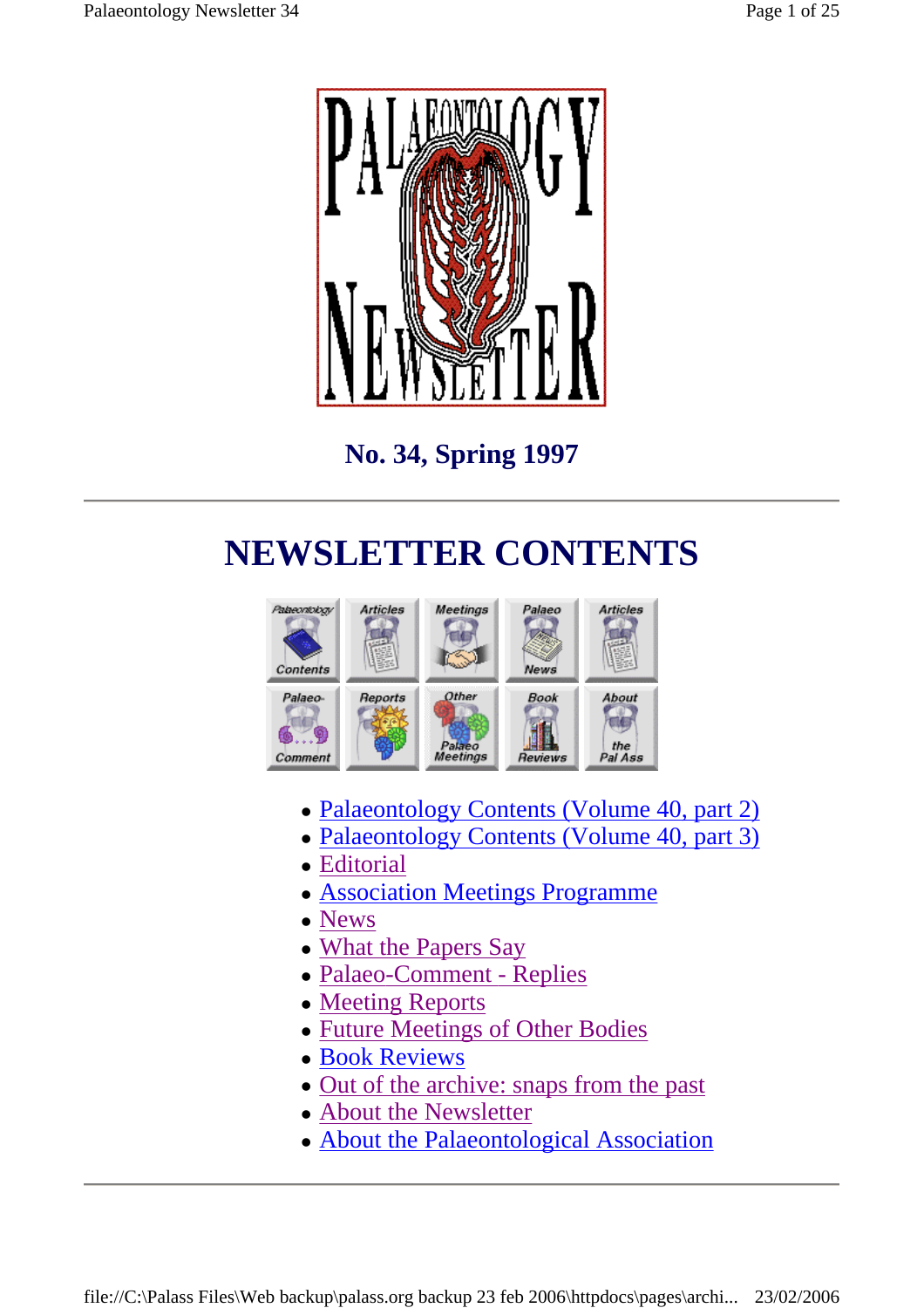**No. 34, Spring 1997**

# NEWSLETTER CONTENTS

- Palaeontology Contents (Volume 40, part 2)
- Palaeontology Contents (Volume 40, part 3)
- Editorial
- Association Meetings Programme
- News
- What the Papers Say
- Palaeo-Comment - Replies
- Meeting Reports
- Future Meetings of Other Bodies
- Book Reviews
- Out of the archive: snaps from the past
- About the Newsletter
- About the Palaeontological Association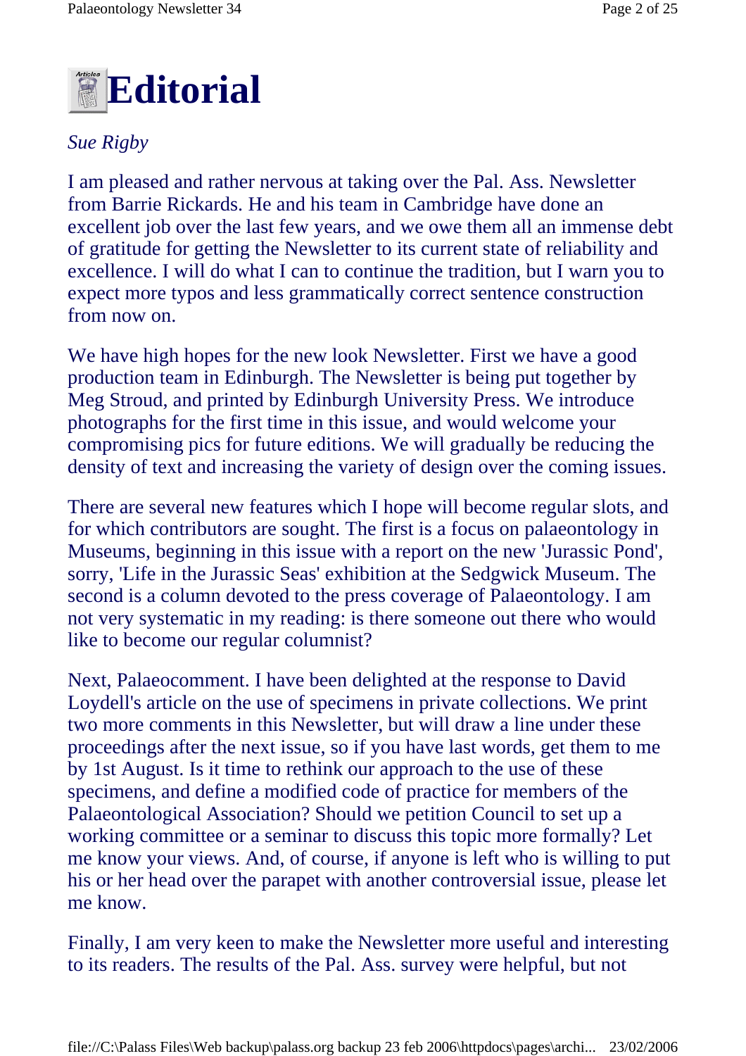# Editorial

*Sue Rigby*

I am pleased and rather nervous at taking over the Pal. Ass. Newsletter from Barrie Rickards. He and his team in Cambridge have done an excellent job over the last few years, and we owe them all an immense debt of gratitude for getting the Newsletter to its current state of reliability and excellence. I will do what I can to continue the tradition, but I warn you to expect more typos and less grammatically correct sentence construction from now on.

We have high hopes for the new look Newsletter. First we have a good production team in Edinburgh. The Newsletter is being put together by Meg Stroud, and printed by Edinburgh University Press. We introduce photographs for the first time in this issue, and would welcome your compromising pics for future editions. We will gradually be reducing the density of text and increasing the variety of design over the coming issues.

There are several new features which I hope will become regular slots, and for which contributors are sought. The first is a focus on palaeontology in Museums, beginning in this issue with a report on the new 'Jurassic Pond', sorry, 'Life in the Jurassic Seas' exhibition at the Sedgwick Museum. The second is a column devoted to the press coverage of Palaeontology. I am not very systematic in my reading: is there someone out there who would like to become our regular columnist?

Next, Palaeocomment. I have been delighted at the response to David Loydell's article on the use of specimens in private collections. We print two more comments in this Newsletter, but will draw a line under these proceedings after the next issue, so if you have last words, get them to me by 1st August. Is it time to rethink our approach to the use of these specimens, and define a modified code of practice for members of the Palaeontological Association? Should we petition Council to set up a working committee or a seminar to discuss this topic more formally? Let me know your views. And, of course, if anyone is left who is willing to put his or her head over the parapet with another controversial issue, please let me know.

Finally, I am very keen to make the Newsletter more useful and interesting to its readers. The results of the Pal. Ass. survey were helpful, but not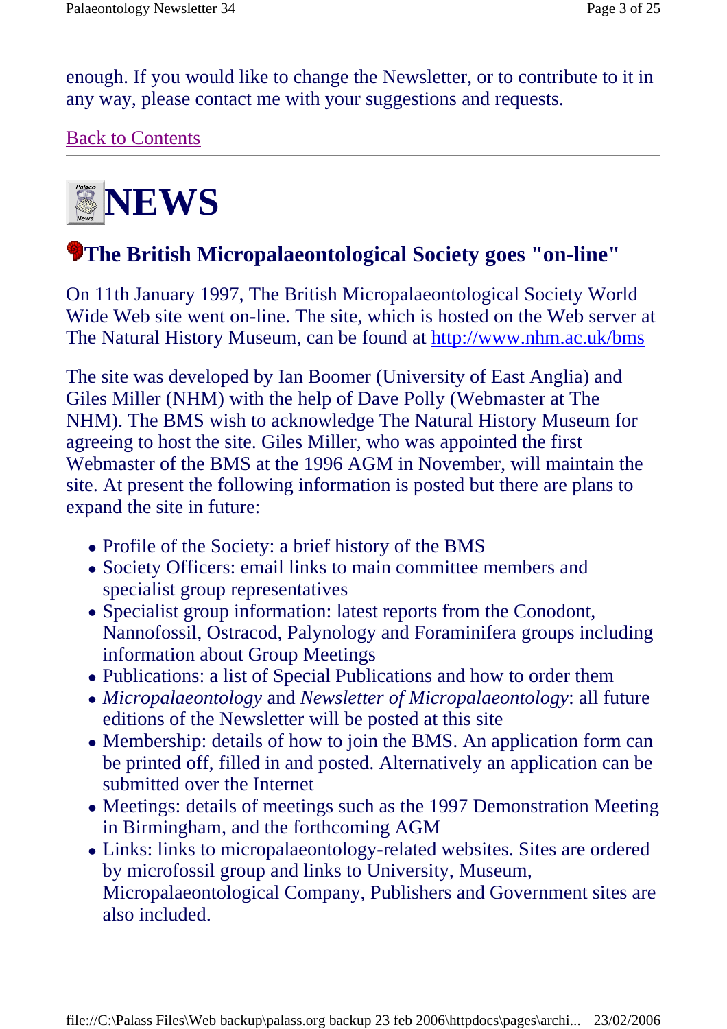enough. If you would like to change the Newsletter, or to contribute to it in any way, please contact me with your suggestions and requests.

Back to Contents

---

# NEWS

## The British Micropalaeontological Society goes "on-line"

On 11th January 1997, The British Micropalaeontological Society World Wide Web site went on-line. The site, which is hosted on the Web server at The Natural History Museum, can be found at http://www.nhm.ac.uk/bms

The site was developed by Ian Boomer (University of East Anglia) and Giles Miller (NHM) with the help of Dave Polly (Webmaster at The NHM). The BMS wish to acknowledge The Natural History Museum for agreeing to host the site. Giles Miller, who was appointed the first Webmaster of the BMS at the 1996 AGM in November, will maintain the site. At present the following information is posted but there are plans to expand the site in future:

- Profile of the Society: a brief history of the BMS
- Society Officers: email links to main committee members and specialist group representatives
- Specialist group information: latest reports from the Conodont, Nannofossil, Ostracod, Palynology and Foraminifera groups including information about Group Meetings
- Publications: a list of Special Publications and how to order them
- *Micropalaeontology* and *Newsletter of Micropalaeontology*: all future editions of the Newsletter will be posted at this site
- Membership: details of how to join the BMS. An application form can be printed off, filled in and posted. Alternatively an application can be submitted over the Internet
- Meetings: details of meetings such as the 1997 Demonstration Meeting in Birmingham, and the forthcoming AGM
- Links: links to micropalaeontology-related websites. Sites are ordered by microfossil group and links to University, Museum, Micropalaeontological Company, Publishers and Government sites are also included.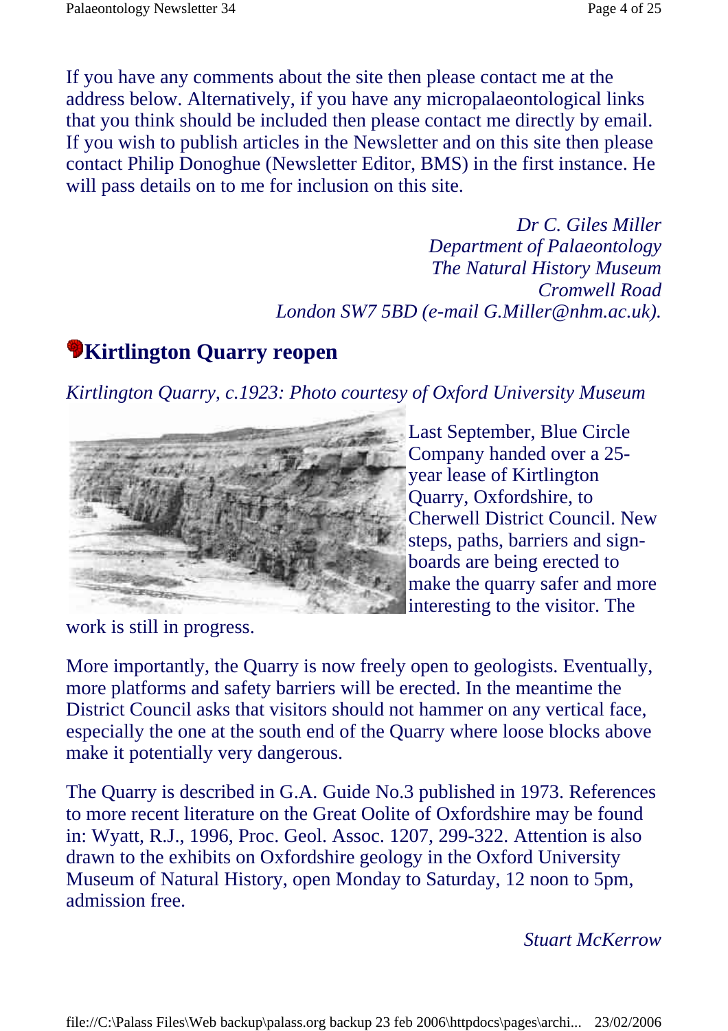If you have any comments about the site then please contact me at the address below. Alternatively, if you have any micropalaeontological links that you think should be included then please contact me directly by email. If you wish to publish articles in the Newsletter and on this site then please contact Philip Donoghue (Newsletter Editor, BMS) in the first instance. He will pass details on to me for inclusion on this site.

*Dr C. Giles Miller*
*Department of Palaeontology*
*The Natural History Museum*
*Cromwell Road*
*London SW7 5BD (e-mail G.Miller@nhm.ac.uk).*

## Kirtlington Quarry reopen

*Kirtlington Quarry, c.1923: Photo courtesy of Oxford University Museum*

Last September, Blue Circle Company handed over a 25-year lease of Kirtlington Quarry, Oxfordshire, to Cherwell District Council. New steps, paths, barriers and sign-boards are being erected to make the quarry safer and more interesting to the visitor. The work is still in progress.

More importantly, the Quarry is now freely open to geologists. Eventually, more platforms and safety barriers will be erected. In the meantime the District Council asks that visitors should not hammer on any vertical face, especially the one at the south end of the Quarry where loose blocks above make it potentially very dangerous.

The Quarry is described in G.A. Guide No.3 published in 1973. References to more recent literature on the Great Oolite of Oxfordshire may be found in: Wyatt, R.J., 1996, Proc. Geol. Assoc. 1207, 299-322. Attention is also drawn to the exhibits on Oxfordshire geology in the Oxford University Museum of Natural History, open Monday to Saturday, 12 noon to 5pm, admission free.

*Stuart McKerrow*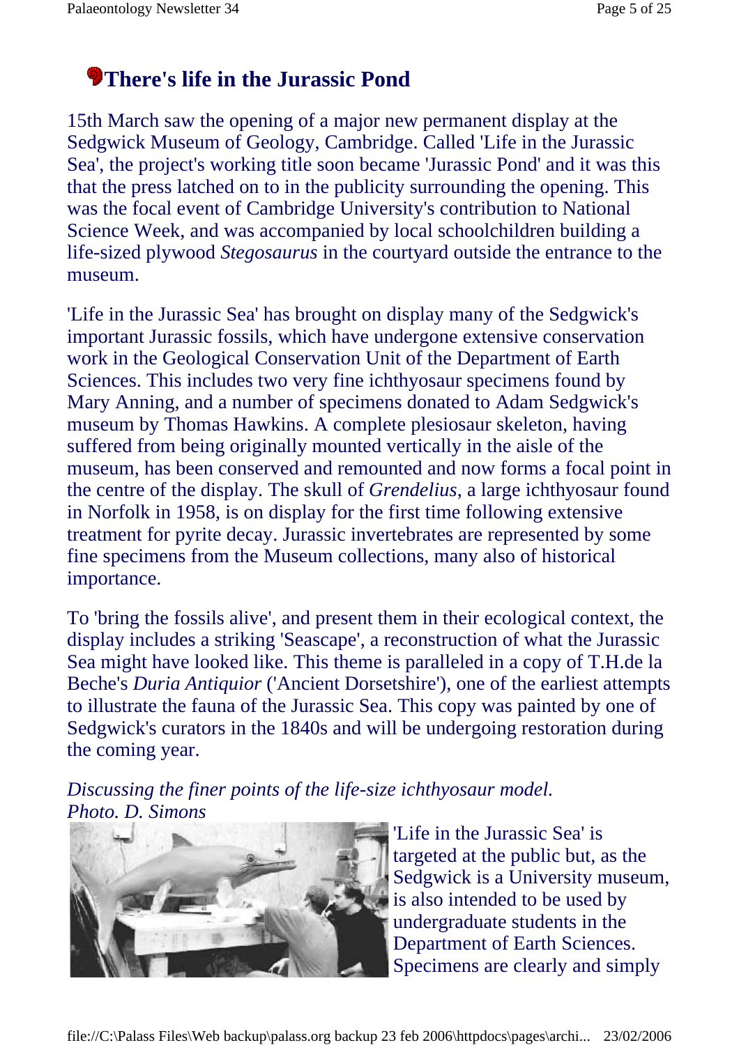## There's life in the Jurassic Pond

15th March saw the opening of a major new permanent display at the Sedgwick Museum of Geology, Cambridge. Called 'Life in the Jurassic Sea', the project's working title soon became 'Jurassic Pond' and it was this that the press latched on to in the publicity surrounding the opening. This was the focal event of Cambridge University's contribution to National Science Week, and was accompanied by local schoolchildren building a life-sized plywood *Stegosaurus* in the courtyard outside the entrance to the museum.

'Life in the Jurassic Sea' has brought on display many of the Sedgwick's important Jurassic fossils, which have undergone extensive conservation work in the Geological Conservation Unit of the Department of Earth Sciences. This includes two very fine ichthyosaur specimens found by Mary Anning, and a number of specimens donated to Adam Sedgwick's museum by Thomas Hawkins. A complete plesiosaur skeleton, having suffered from being originally mounted vertically in the aisle of the museum, has been conserved and remounted and now forms a focal point in the centre of the display. The skull of *Grendelius*, a large ichthyosaur found in Norfolk in 1958, is on display for the first time following extensive treatment for pyrite decay. Jurassic invertebrates are represented by some fine specimens from the Museum collections, many also of historical importance.

To 'bring the fossils alive', and present them in their ecological context, the display includes a striking 'Seascape', a reconstruction of what the Jurassic Sea might have looked like. This theme is paralleled in a copy of T.H.de la Beche's *Duria Antiquior* ('Ancient Dorsetshire'), one of the earliest attempts to illustrate the fauna of the Jurassic Sea. This copy was painted by one of Sedgwick's curators in the 1840s and will be undergoing restoration during the coming year.

*Discussing the finer points of the life-size ichthyosaur model. Photo. D. Simons*

'Life in the Jurassic Sea' is targeted at the public but, as the Sedgwick is a University museum, is also intended to be used by undergraduate students in the Department of Earth Sciences. Specimens are clearly and simply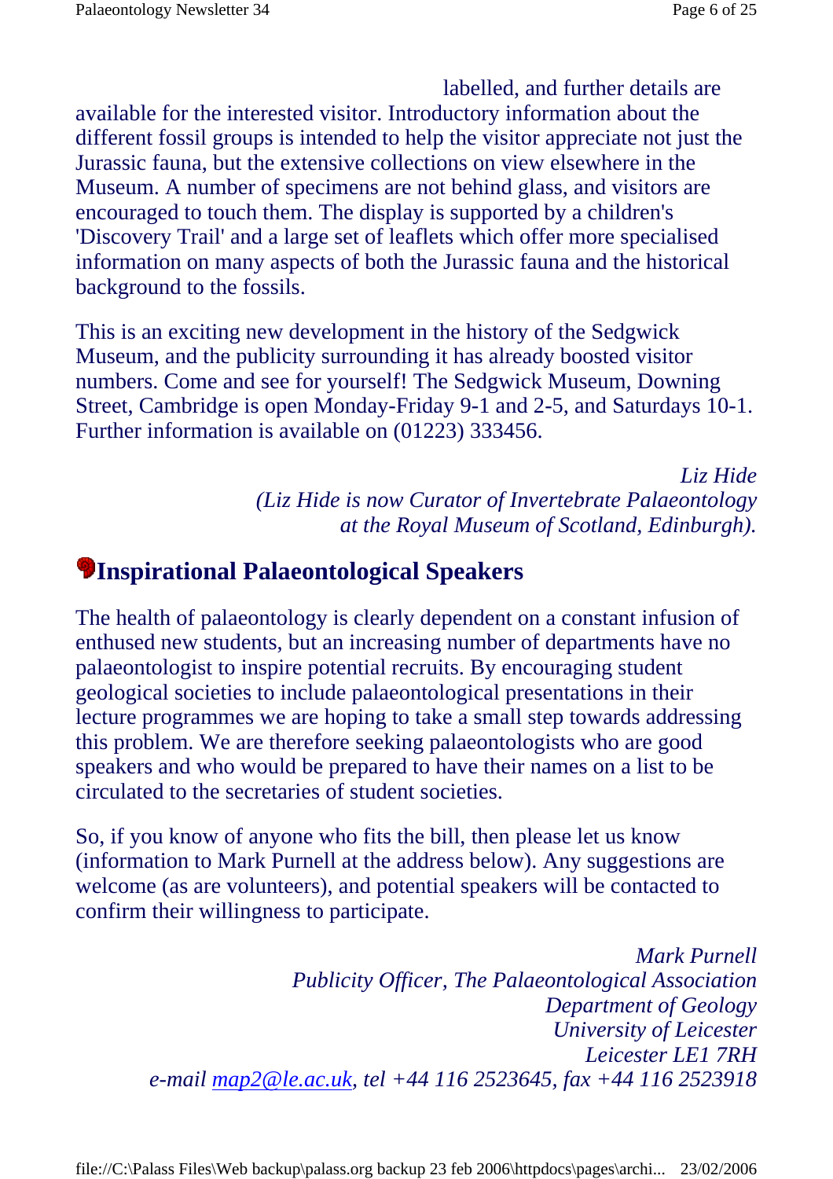labelled, and further details are available for the interested visitor. Introductory information about the different fossil groups is intended to help the visitor appreciate not just the Jurassic fauna, but the extensive collections on view elsewhere in the Museum. A number of specimens are not behind glass, and visitors are encouraged to touch them. The display is supported by a children's 'Discovery Trail' and a large set of leaflets which offer more specialised information on many aspects of both the Jurassic fauna and the historical background to the fossils.

This is an exciting new development in the history of the Sedgwick Museum, and the publicity surrounding it has already boosted visitor numbers. Come and see for yourself! The Sedgwick Museum, Downing Street, Cambridge is open Monday-Friday 9-1 and 2-5, and Saturdays 10-1. Further information is available on (01223) 333456.

*Liz Hide*
*(Liz Hide is now Curator of Invertebrate Palaeontology at the Royal Museum of Scotland, Edinburgh).*

## Inspirational Palaeontological Speakers

The health of palaeontology is clearly dependent on a constant infusion of enthused new students, but an increasing number of departments have no palaeontologist to inspire potential recruits. By encouraging student geological societies to include palaeontological presentations in their lecture programmes we are hoping to take a small step towards addressing this problem. We are therefore seeking palaeontologists who are good speakers and who would be prepared to have their names on a list to be circulated to the secretaries of student societies.

So, if you know of anyone who fits the bill, then please let us know (information to Mark Purnell at the address below). Any suggestions are welcome (as are volunteers), and potential speakers will be contacted to confirm their willingness to participate.

*Mark Purnell*
*Publicity Officer, The Palaeontological Association*
*Department of Geology*
*University of Leicester*
*Leicester LE1 7RH*
*e-mail map2@le.ac.uk, tel +44 116 2523645, fax +44 116 2523918*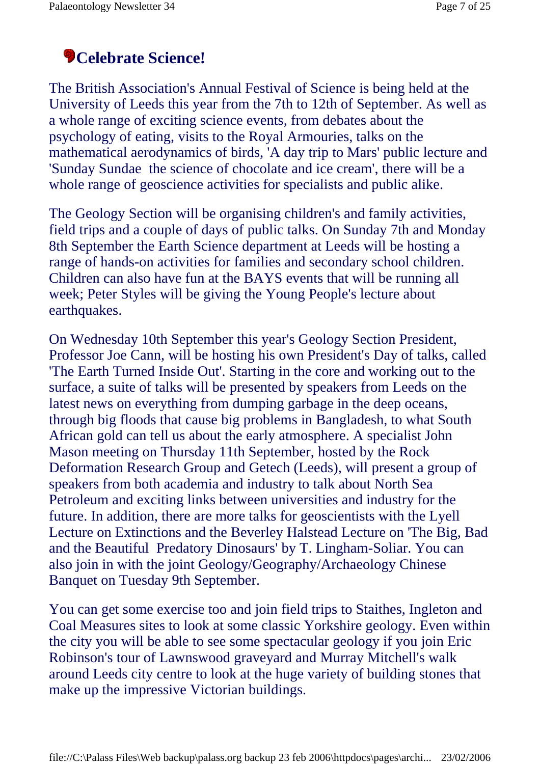## Celebrate Science!

The British Association's Annual Festival of Science is being held at the University of Leeds this year from the 7th to 12th of September. As well as a whole range of exciting science events, from debates about the psychology of eating, visits to the Royal Armouries, talks on the mathematical aerodynamics of birds, 'A day trip to Mars' public lecture and 'Sunday Sundae  the science of chocolate and ice cream', there will be a whole range of geoscience activities for specialists and public alike.

The Geology Section will be organising children's and family activities, field trips and a couple of days of public talks. On Sunday 7th and Monday 8th September the Earth Science department at Leeds will be hosting a range of hands-on activities for families and secondary school children. Children can also have fun at the BAYS events that will be running all week; Peter Styles will be giving the Young People's lecture about earthquakes.

On Wednesday 10th September this year's Geology Section President, Professor Joe Cann, will be hosting his own President's Day of talks, called 'The Earth Turned Inside Out'. Starting in the core and working out to the surface, a suite of talks will be presented by speakers from Leeds on the latest news on everything from dumping garbage in the deep oceans, through big floods that cause big problems in Bangladesh, to what South African gold can tell us about the early atmosphere. A specialist John Mason meeting on Thursday 11th September, hosted by the Rock Deformation Research Group and Getech (Leeds), will present a group of speakers from both academia and industry to talk about North Sea Petroleum and exciting links between universities and industry for the future. In addition, there are more talks for geoscientists with the Lyell Lecture on Extinctions and the Beverley Halstead Lecture on 'The Big, Bad and the Beautiful  Predatory Dinosaurs' by T. Lingham-Soliar. You can also join in with the joint Geology/Geography/Archaeology Chinese Banquet on Tuesday 9th September.

You can get some exercise too and join field trips to Staithes, Ingleton and Coal Measures sites to look at some classic Yorkshire geology. Even within the city you will be able to see some spectacular geology if you join Eric Robinson's tour of Lawnswood graveyard and Murray Mitchell's walk around Leeds city centre to look at the huge variety of building stones that make up the impressive Victorian buildings.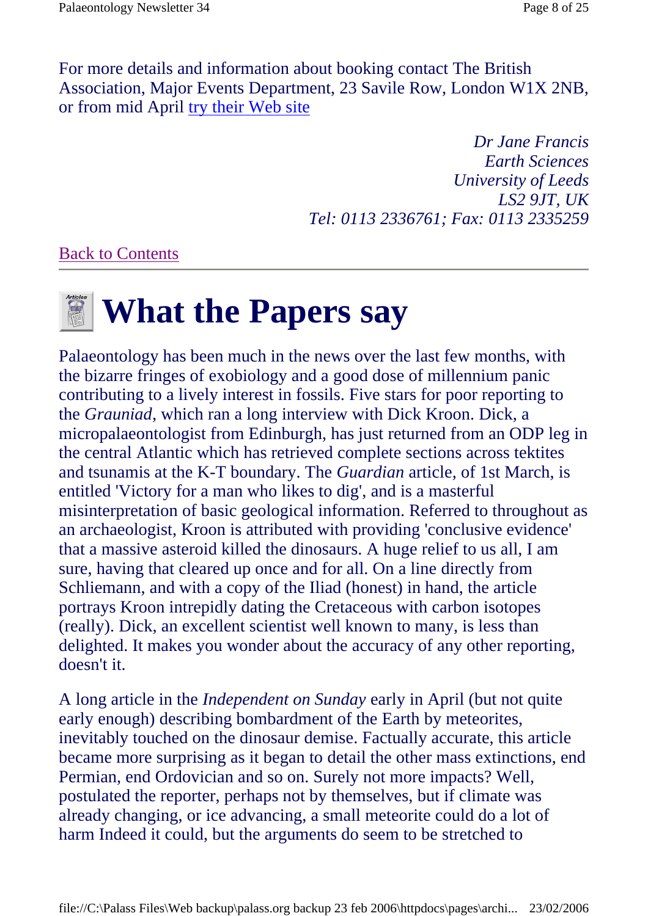For more details and information about booking contact The British Association, Major Events Department, 23 Savile Row, London W1X 2NB, or from mid April try their Web site

*Dr Jane Francis*
*Earth Sciences*
*University of Leeds*
*LS2 9JT, UK*
*Tel: 0113 2336761; Fax: 0113 2335259*

Back to Contents

---

# What the Papers say

Palaeontology has been much in the news over the last few months, with the bizarre fringes of exobiology and a good dose of millennium panic contributing to a lively interest in fossils. Five stars for poor reporting to the *Grauniad*, which ran a long interview with Dick Kroon. Dick, a micropalaeontologist from Edinburgh, has just returned from an ODP leg in the central Atlantic which has retrieved complete sections across tektites and tsunamis at the K-T boundary. The *Guardian* article, of 1st March, is entitled 'Victory for a man who likes to dig', and is a masterful misinterpretation of basic geological information. Referred to throughout as an archaeologist, Kroon is attributed with providing 'conclusive evidence' that a massive asteroid killed the dinosaurs. A huge relief to us all, I am sure, having that cleared up once and for all. On a line directly from Schliemann, and with a copy of the Iliad (honest) in hand, the article portrays Kroon intrepidly dating the Cretaceous with carbon isotopes (really). Dick, an excellent scientist well known to many, is less than delighted. It makes you wonder about the accuracy of any other reporting, doesn't it.

A long article in the *Independent on Sunday* early in April (but not quite early enough) describing bombardment of the Earth by meteorites, inevitably touched on the dinosaur demise. Factually accurate, this article became more surprising as it began to detail the other mass extinctions, end Permian, end Ordovician and so on. Surely not more impacts? Well, postulated the reporter, perhaps not by themselves, but if climate was already changing, or ice advancing, a small meteorite could do a lot of harm Indeed it could, but the arguments do seem to be stretched to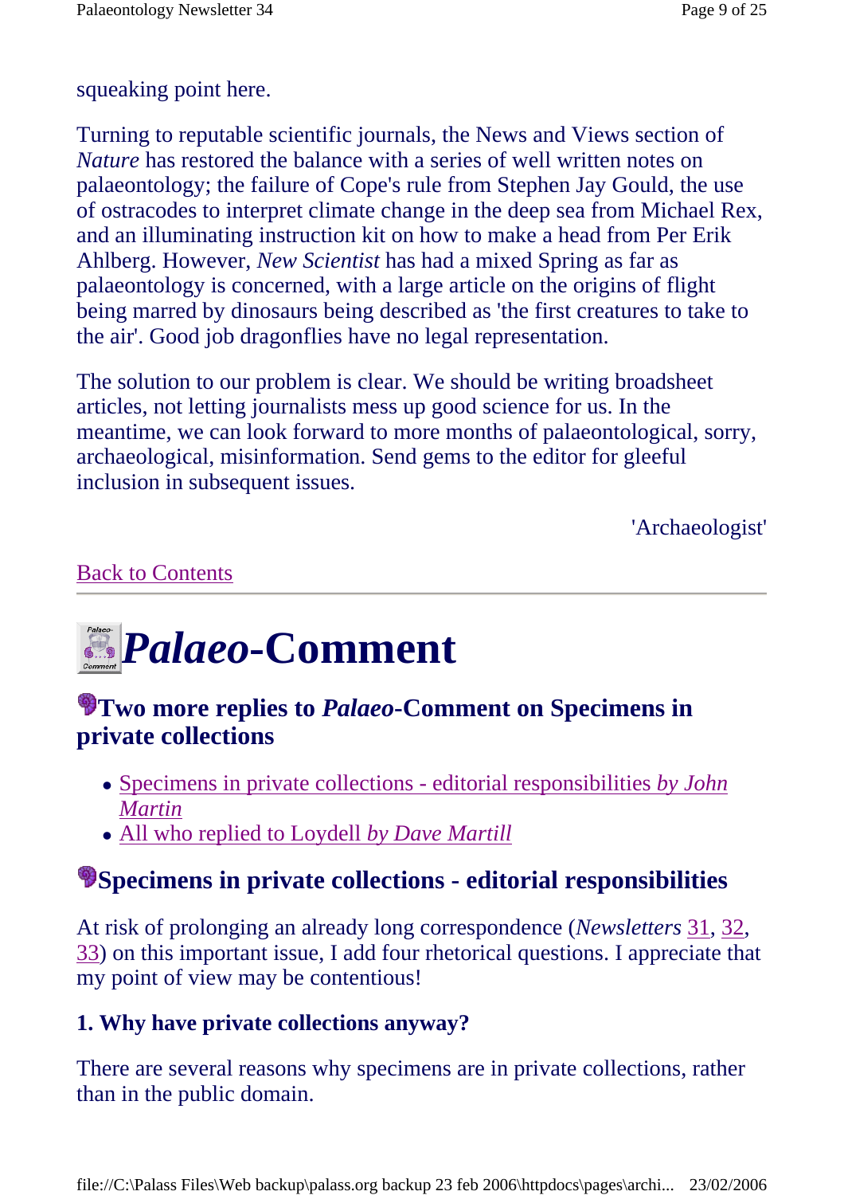squeaking point here.

Turning to reputable scientific journals, the News and Views section of *Nature* has restored the balance with a series of well written notes on palaeontology; the failure of Cope's rule from Stephen Jay Gould, the use of ostracodes to interpret climate change in the deep sea from Michael Rex, and an illuminating instruction kit on how to make a head from Per Erik Ahlberg. However, *New Scientist* has had a mixed Spring as far as palaeontology is concerned, with a large article on the origins of flight being marred by dinosaurs being described as 'the first creatures to take to the air'. Good job dragonflies have no legal representation.

The solution to our problem is clear. We should be writing broadsheet articles, not letting journalists mess up good science for us. In the meantime, we can look forward to more months of palaeontological, sorry, archaeological, misinformation. Send gems to the editor for gleeful inclusion in subsequent issues.

'Archaeologist'

Back to Contents

---

# *Palaeo*-Comment

## Two more replies to *Palaeo*-Comment on Specimens in private collections

- Specimens in private collections - editorial responsibilities *by John Martin*
- All who replied to Loydell *by Dave Martill*

## Specimens in private collections - editorial responsibilities

At risk of prolonging an already long correspondence (*Newsletters* 31, 32, 33) on this important issue, I add four rhetorical questions. I appreciate that my point of view may be contentious!

### 1. Why have private collections anyway?

There are several reasons why specimens are in private collections, rather than in the public domain.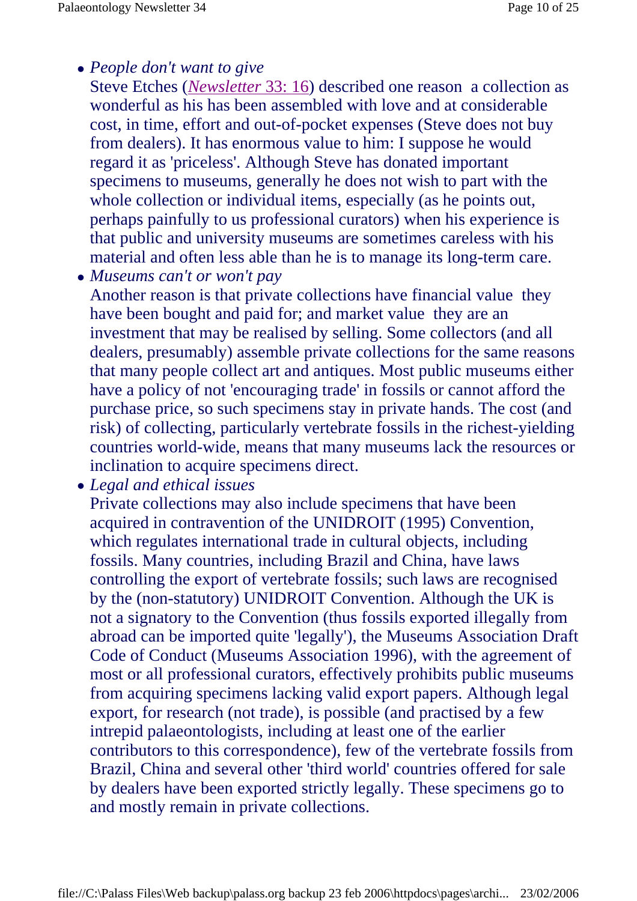- *People don't want to give*
  Steve Etches (*Newsletter* 33: 16) described one reason  a collection as wonderful as his has been assembled with love and at considerable cost, in time, effort and out-of-pocket expenses (Steve does not buy from dealers). It has enormous value to him: I suppose he would regard it as 'priceless'. Although Steve has donated important specimens to museums, generally he does not wish to part with the whole collection or individual items, especially (as he points out, perhaps painfully to us professional curators) when his experience is that public and university museums are sometimes careless with his material and often less able than he is to manage its long-term care.
- *Museums can't or won't pay*
  Another reason is that private collections have financial value  they have been bought and paid for; and market value  they are an investment that may be realised by selling. Some collectors (and all dealers, presumably) assemble private collections for the same reasons that many people collect art and antiques. Most public museums either have a policy of not 'encouraging trade' in fossils or cannot afford the purchase price, so such specimens stay in private hands. The cost (and risk) of collecting, particularly vertebrate fossils in the richest-yielding countries world-wide, means that many museums lack the resources or inclination to acquire specimens direct.
- *Legal and ethical issues*
  Private collections may also include specimens that have been acquired in contravention of the UNIDROIT (1995) Convention, which regulates international trade in cultural objects, including fossils. Many countries, including Brazil and China, have laws controlling the export of vertebrate fossils; such laws are recognised by the (non-statutory) UNIDROIT Convention. Although the UK is not a signatory to the Convention (thus fossils exported illegally from abroad can be imported quite 'legally'), the Museums Association Draft Code of Conduct (Museums Association 1996), with the agreement of most or all professional curators, effectively prohibits public museums from acquiring specimens lacking valid export papers. Although legal export, for research (not trade), is possible (and practised by a few intrepid palaeontologists, including at least one of the earlier contributors to this correspondence), few of the vertebrate fossils from Brazil, China and several other 'third world' countries offered for sale by dealers have been exported strictly legally. These specimens go to and mostly remain in private collections.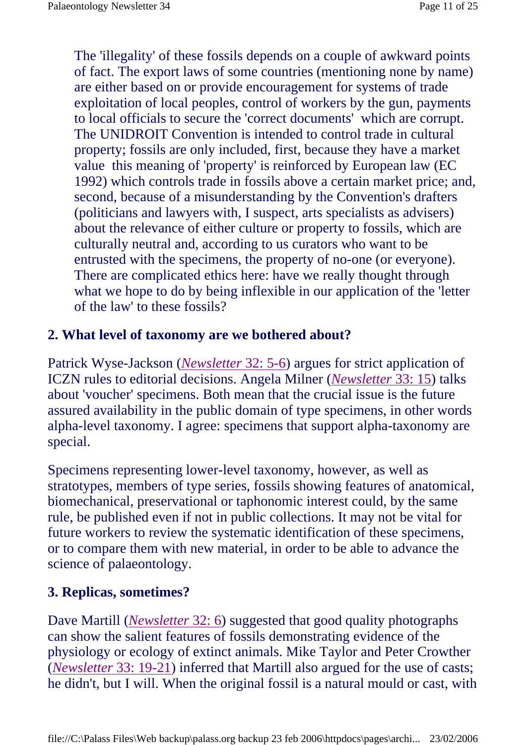The 'illegality' of these fossils depends on a couple of awkward points of fact. The export laws of some countries (mentioning none by name) are either based on or provide encouragement for systems of trade exploitation of local peoples, control of workers by the gun, payments to local officials to secure the 'correct documents' which are corrupt. The UNIDROIT Convention is intended to control trade in cultural property; fossils are only included, first, because they have a market value this meaning of 'property' is reinforced by European law (EC 1992) which controls trade in fossils above a certain market price; and, second, because of a misunderstanding by the Convention's drafters (politicians and lawyers with, I suspect, arts specialists as advisers) about the relevance of either culture or property to fossils, which are culturally neutral and, according to us curators who want to be entrusted with the specimens, the property of no-one (or everyone). There are complicated ethics here: have we really thought through what we hope to do by being inflexible in our application of the 'letter of the law' to these fossils?

## 2. What level of taxonomy are we bothered about?

Patrick Wyse-Jackson (*Newsletter* 32: 5-6) argues for strict application of ICZN rules to editorial decisions. Angela Milner (*Newsletter* 33: 15) talks about 'voucher' specimens. Both mean that the crucial issue is the future assured availability in the public domain of type specimens, in other words alpha-level taxonomy. I agree: specimens that support alpha-taxonomy are special.

Specimens representing lower-level taxonomy, however, as well as stratotypes, members of type series, fossils showing features of anatomical, biomechanical, preservational or taphonomic interest could, by the same rule, be published even if not in public collections. It may not be vital for future workers to review the systematic identification of these specimens, or to compare them with new material, in order to be able to advance the science of palaeontology.

## 3. Replicas, sometimes?

Dave Martill (*Newsletter* 32: 6) suggested that good quality photographs can show the salient features of fossils demonstrating evidence of the physiology or ecology of extinct animals. Mike Taylor and Peter Crowther (*Newsletter* 33: 19-21) inferred that Martill also argued for the use of casts; he didn't, but I will. When the original fossil is a natural mould or cast, with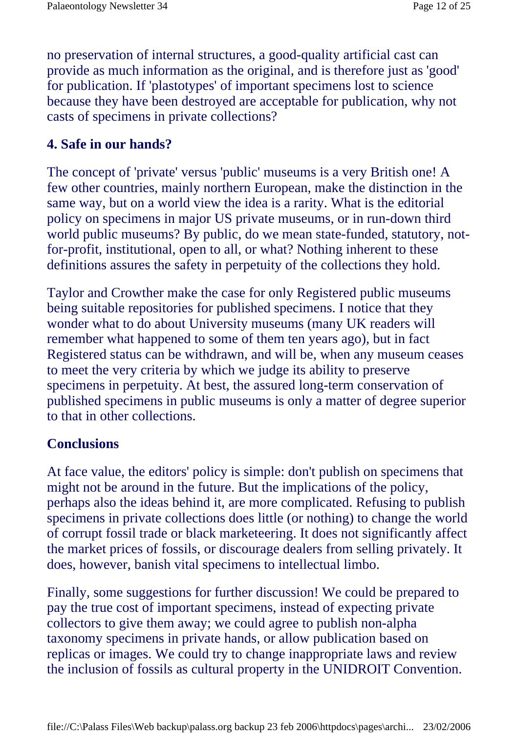no preservation of internal structures, a good-quality artificial cast can provide as much information as the original, and is therefore just as 'good' for publication. If 'plastotypes' of important specimens lost to science because they have been destroyed are acceptable for publication, why not casts of specimens in private collections?

## 4. Safe in our hands?

The concept of 'private' versus 'public' museums is a very British one! A few other countries, mainly northern European, make the distinction in the same way, but on a world view the idea is a rarity. What is the editorial policy on specimens in major US private museums, or in run-down third world public museums? By public, do we mean state-funded, statutory, not-for-profit, institutional, open to all, or what? Nothing inherent to these definitions assures the safety in perpetuity of the collections they hold.

Taylor and Crowther make the case for only Registered public museums being suitable repositories for published specimens. I notice that they wonder what to do about University museums (many UK readers will remember what happened to some of them ten years ago), but in fact Registered status can be withdrawn, and will be, when any museum ceases to meet the very criteria by which we judge its ability to preserve specimens in perpetuity. At best, the assured long-term conservation of published specimens in public museums is only a matter of degree superior to that in other collections.

## Conclusions

At face value, the editors' policy is simple: don't publish on specimens that might not be around in the future. But the implications of the policy, perhaps also the ideas behind it, are more complicated. Refusing to publish specimens in private collections does little (or nothing) to change the world of corrupt fossil trade or black marketeering. It does not significantly affect the market prices of fossils, or discourage dealers from selling privately. It does, however, banish vital specimens to intellectual limbo.

Finally, some suggestions for further discussion! We could be prepared to pay the true cost of important specimens, instead of expecting private collectors to give them away; we could agree to publish non-alpha taxonomy specimens in private hands, or allow publication based on replicas or images. We could try to change inappropriate laws and review the inclusion of fossils as cultural property in the UNIDROIT Convention.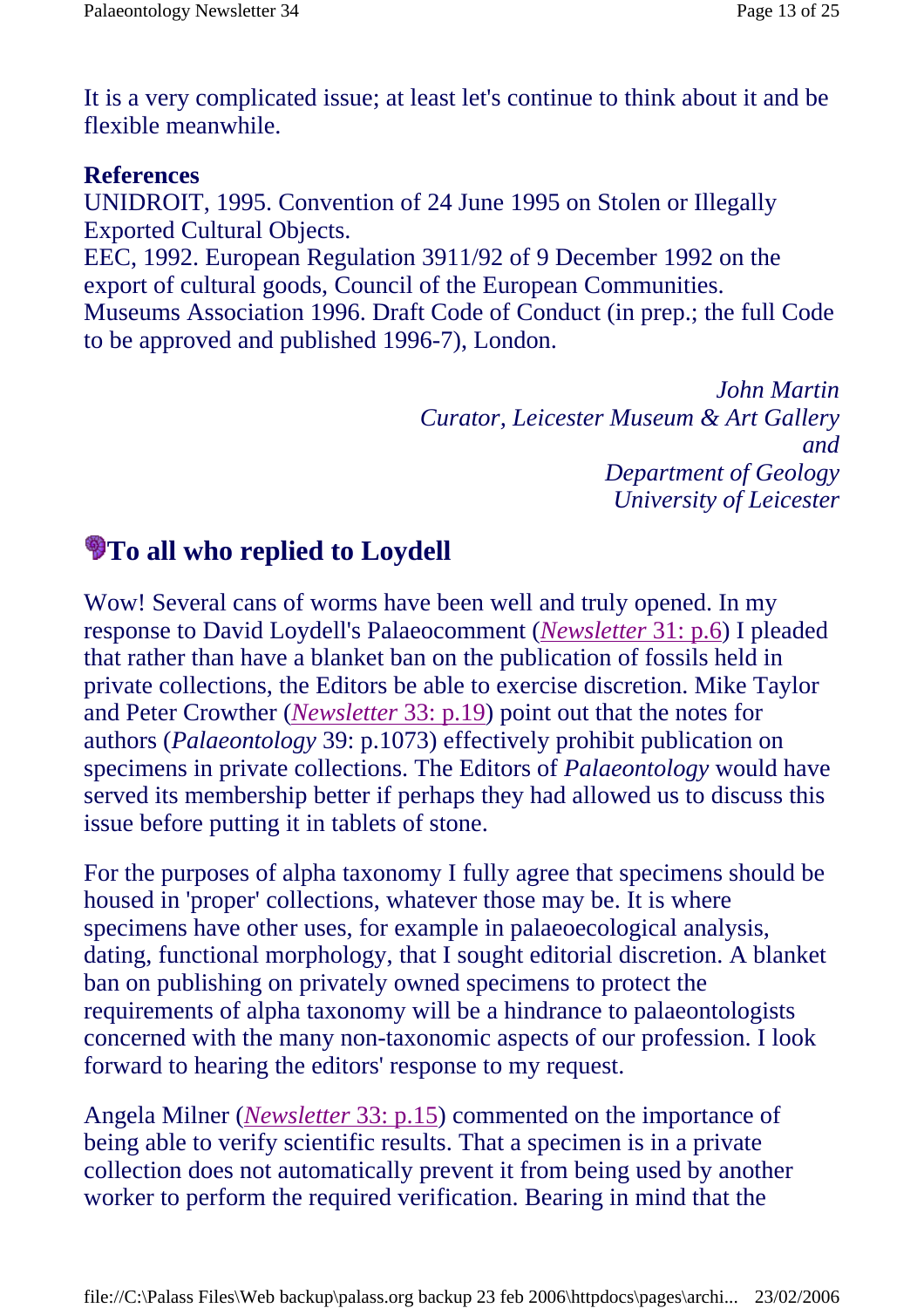It is a very complicated issue; at least let's continue to think about it and be flexible meanwhile.

**References**

UNIDROIT, 1995. Convention of 24 June 1995 on Stolen or Illegally Exported Cultural Objects.

EEC, 1992. European Regulation 3911/92 of 9 December 1992 on the export of cultural goods, Council of the European Communities.

Museums Association 1996. Draft Code of Conduct (in prep.; the full Code to be approved and published 1996-7), London.

*John Martin*
*Curator, Leicester Museum & Art Gallery*
*and*
*Department of Geology*
*University of Leicester*

## To all who replied to Loydell

Wow! Several cans of worms have been well and truly opened. In my response to David Loydell's Palaeocomment (*Newsletter* 31: p.6) I pleaded that rather than have a blanket ban on the publication of fossils held in private collections, the Editors be able to exercise discretion. Mike Taylor and Peter Crowther (*Newsletter* 33: p.19) point out that the notes for authors (*Palaeontology* 39: p.1073) effectively prohibit publication on specimens in private collections. The Editors of *Palaeontology* would have served its membership better if perhaps they had allowed us to discuss this issue before putting it in tablets of stone.

For the purposes of alpha taxonomy I fully agree that specimens should be housed in 'proper' collections, whatever those may be. It is where specimens have other uses, for example in palaeoecological analysis, dating, functional morphology, that I sought editorial discretion. A blanket ban on publishing on privately owned specimens to protect the requirements of alpha taxonomy will be a hindrance to palaeontologists concerned with the many non-taxonomic aspects of our profession. I look forward to hearing the editors' response to my request.

Angela Milner (*Newsletter* 33: p.15) commented on the importance of being able to verify scientific results. That a specimen is in a private collection does not automatically prevent it from being used by another worker to perform the required verification. Bearing in mind that the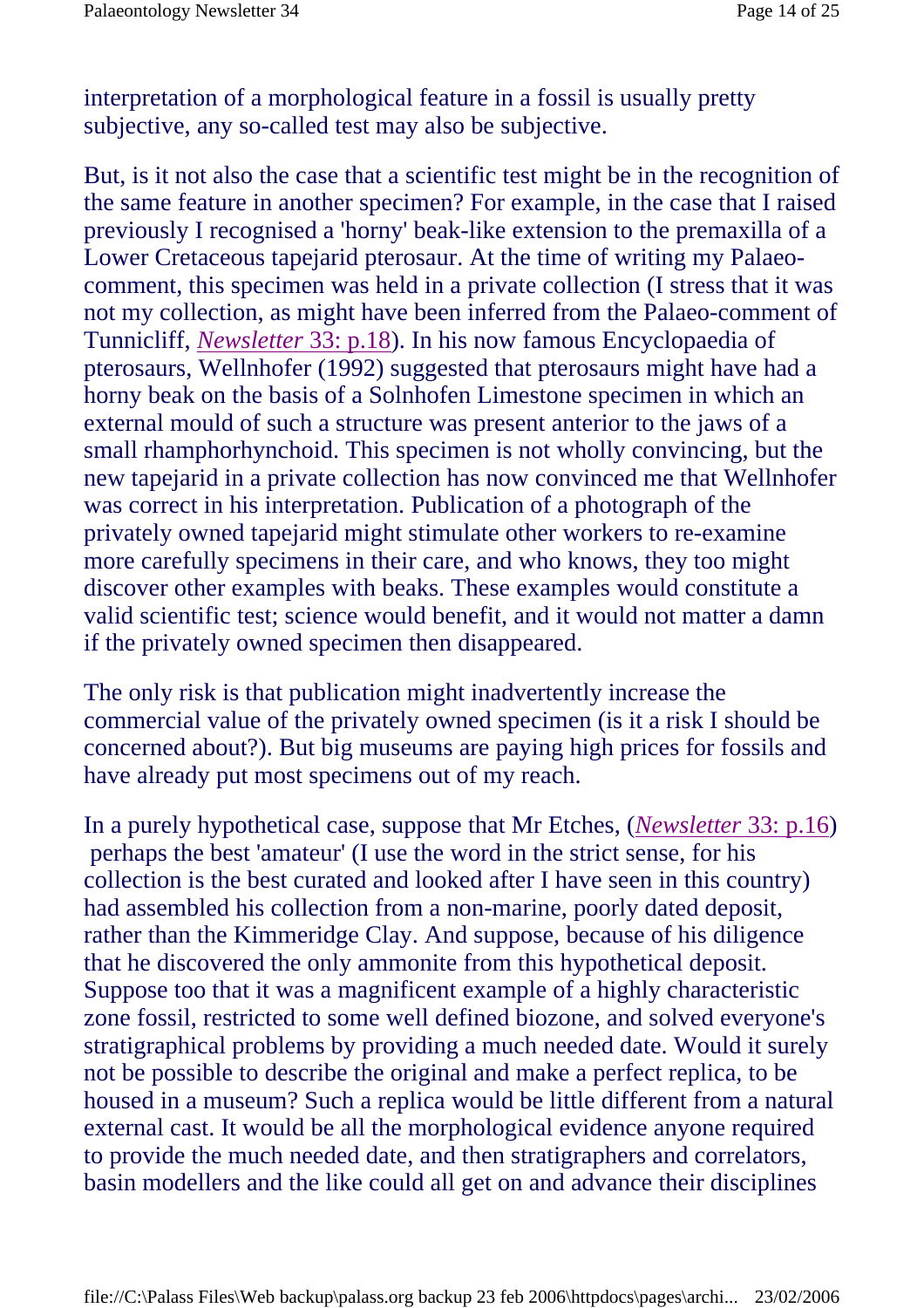interpretation of a morphological feature in a fossil is usually pretty subjective, any so-called test may also be subjective.

But, is it not also the case that a scientific test might be in the recognition of the same feature in another specimen? For example, in the case that I raised previously I recognised a 'horny' beak-like extension to the premaxilla of a Lower Cretaceous tapejarid pterosaur. At the time of writing my Palaeo-comment, this specimen was held in a private collection (I stress that it was not my collection, as might have been inferred from the Palaeo-comment of Tunnicliff, *Newsletter* 33: p.18). In his now famous Encyclopaedia of pterosaurs, Wellnhofer (1992) suggested that pterosaurs might have had a horny beak on the basis of a Solnhofen Limestone specimen in which an external mould of such a structure was present anterior to the jaws of a small rhamphorhynchoid. This specimen is not wholly convincing, but the new tapejarid in a private collection has now convinced me that Wellnhofer was correct in his interpretation. Publication of a photograph of the privately owned tapejarid might stimulate other workers to re-examine more carefully specimens in their care, and who knows, they too might discover other examples with beaks. These examples would constitute a valid scientific test; science would benefit, and it would not matter a damn if the privately owned specimen then disappeared.

The only risk is that publication might inadvertently increase the commercial value of the privately owned specimen (is it a risk I should be concerned about?). But big museums are paying high prices for fossils and have already put most specimens out of my reach.

In a purely hypothetical case, suppose that Mr Etches, (*Newsletter* 33: p.16) perhaps the best 'amateur' (I use the word in the strict sense, for his collection is the best curated and looked after I have seen in this country) had assembled his collection from a non-marine, poorly dated deposit, rather than the Kimmeridge Clay. And suppose, because of his diligence that he discovered the only ammonite from this hypothetical deposit. Suppose too that it was a magnificent example of a highly characteristic zone fossil, restricted to some well defined biozone, and solved everyone's stratigraphical problems by providing a much needed date. Would it surely not be possible to describe the original and make a perfect replica, to be housed in a museum? Such a replica would be little different from a natural external cast. It would be all the morphological evidence anyone required to provide the much needed date, and then stratigraphers and correlators, basin modellers and the like could all get on and advance their disciplines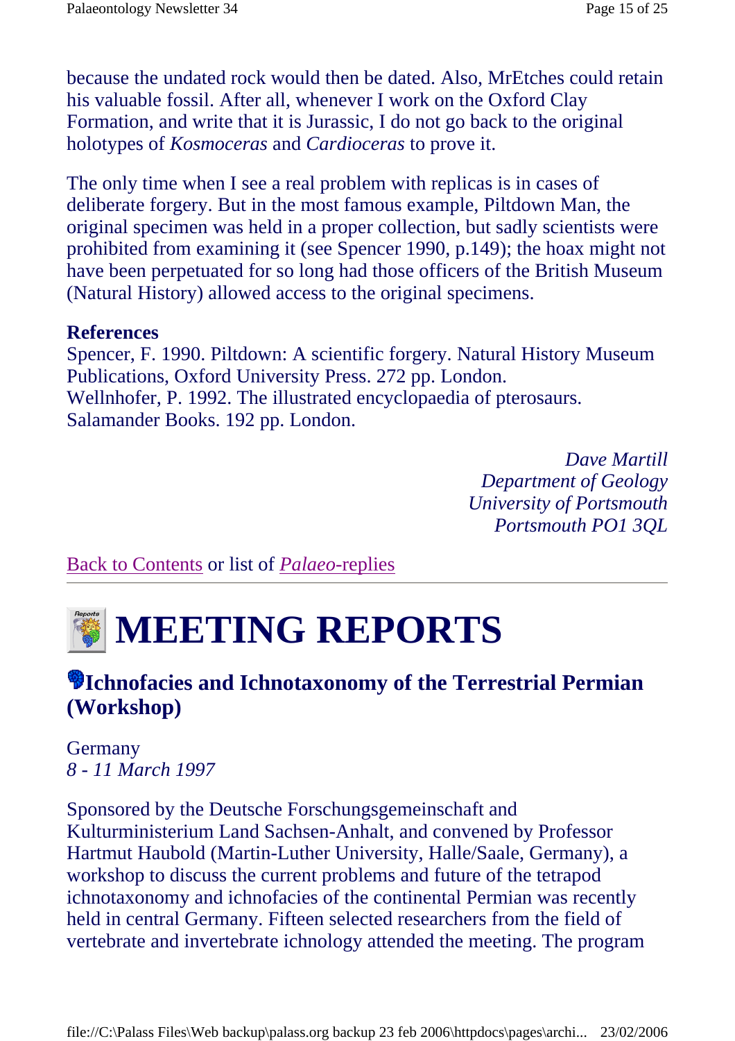because the undated rock would then be dated. Also, MrEtches could retain his valuable fossil. After all, whenever I work on the Oxford Clay Formation, and write that it is Jurassic, I do not go back to the original holotypes of *Kosmoceras* and *Cardioceras* to prove it.

The only time when I see a real problem with replicas is in cases of deliberate forgery. But in the most famous example, Piltdown Man, the original specimen was held in a proper collection, but sadly scientists were prohibited from examining it (see Spencer 1990, p.149); the hoax might not have been perpetuated for so long had those officers of the British Museum (Natural History) allowed access to the original specimens.

**References**

Spencer, F. 1990. Piltdown: A scientific forgery. Natural History Museum Publications, Oxford University Press. 272 pp. London.
Wellnhofer, P. 1992. The illustrated encyclopaedia of pterosaurs. Salamander Books. 192 pp. London.

*Dave Martill*
*Department of Geology*
*University of Portsmouth*
*Portsmouth PO1 3QL*

Back to Contents or list of *Palaeo*-replies

---

# MEETING REPORTS

## Ichnofacies and Ichnotaxonomy of the Terrestrial Permian (Workshop)

Germany
*8 - 11 March 1997*

Sponsored by the Deutsche Forschungsgemeinschaft and Kulturministerium Land Sachsen-Anhalt, and convened by Professor Hartmut Haubold (Martin-Luther University, Halle/Saale, Germany), a workshop to discuss the current problems and future of the tetrapod ichnotaxonomy and ichnofacies of the continental Permian was recently held in central Germany. Fifteen selected researchers from the field of vertebrate and invertebrate ichnology attended the meeting. The program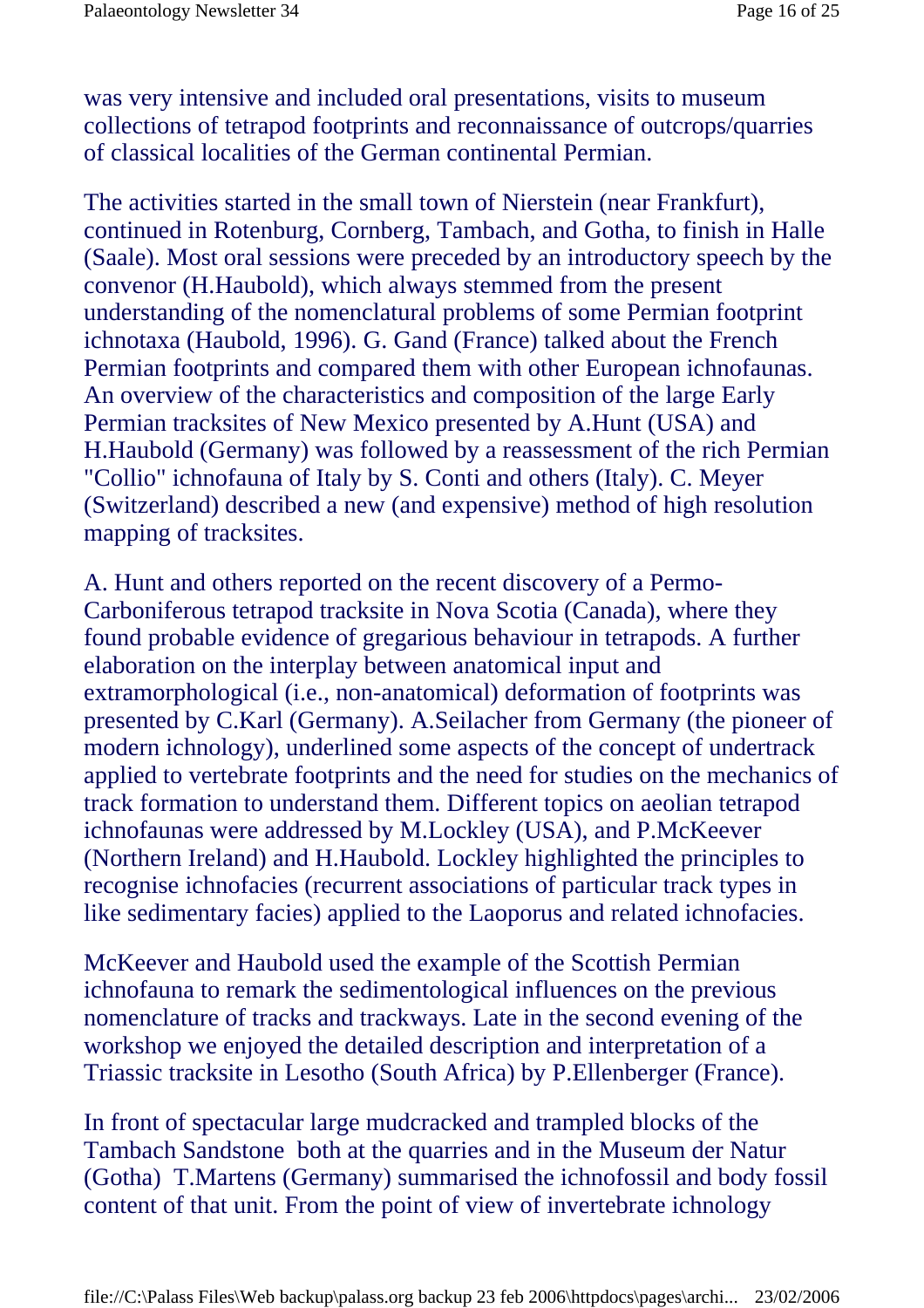was very intensive and included oral presentations, visits to museum collections of tetrapod footprints and reconnaissance of outcrops/quarries of classical localities of the German continental Permian.

The activities started in the small town of Nierstein (near Frankfurt), continued in Rotenburg, Cornberg, Tambach, and Gotha, to finish in Halle (Saale). Most oral sessions were preceded by an introductory speech by the convenor (H.Haubold), which always stemmed from the present understanding of the nomenclatural problems of some Permian footprint ichnotaxa (Haubold, 1996). G. Gand (France) talked about the French Permian footprints and compared them with other European ichnofaunas. An overview of the characteristics and composition of the large Early Permian tracksites of New Mexico presented by A.Hunt (USA) and H.Haubold (Germany) was followed by a reassessment of the rich Permian "Collio" ichnofauna of Italy by S. Conti and others (Italy). C. Meyer (Switzerland) described a new (and expensive) method of high resolution mapping of tracksites.

A. Hunt and others reported on the recent discovery of a Permo-Carboniferous tetrapod tracksite in Nova Scotia (Canada), where they found probable evidence of gregarious behaviour in tetrapods. A further elaboration on the interplay between anatomical input and extramorphological (i.e., non-anatomical) deformation of footprints was presented by C.Karl (Germany). A.Seilacher from Germany (the pioneer of modern ichnology), underlined some aspects of the concept of undertrack applied to vertebrate footprints and the need for studies on the mechanics of track formation to understand them. Different topics on aeolian tetrapod ichnofaunas were addressed by M.Lockley (USA), and P.McKeever (Northern Ireland) and H.Haubold. Lockley highlighted the principles to recognise ichnofacies (recurrent associations of particular track types in like sedimentary facies) applied to the Laoporus and related ichnofacies.

McKeever and Haubold used the example of the Scottish Permian ichnofauna to remark the sedimentological influences on the previous nomenclature of tracks and trackways. Late in the second evening of the workshop we enjoyed the detailed description and interpretation of a Triassic tracksite in Lesotho (South Africa) by P.Ellenberger (France).

In front of spectacular large mudcracked and trampled blocks of the Tambach Sandstone both at the quarries and in the Museum der Natur (Gotha) T.Martens (Germany) summarised the ichnofossil and body fossil content of that unit. From the point of view of invertebrate ichnology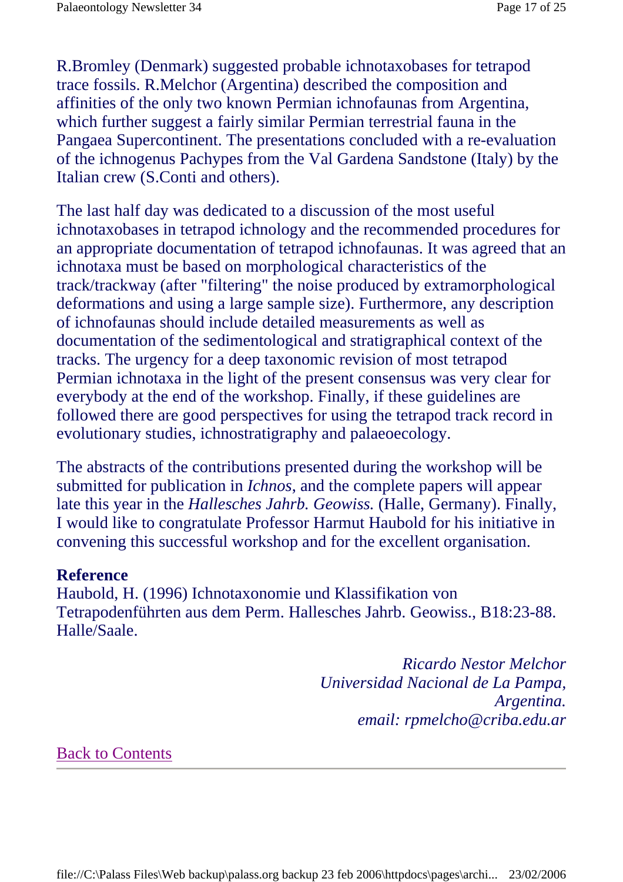R.Bromley (Denmark) suggested probable ichnotaxobases for tetrapod trace fossils. R.Melchor (Argentina) described the composition and affinities of the only two known Permian ichnofaunas from Argentina, which further suggest a fairly similar Permian terrestrial fauna in the Pangaea Supercontinent. The presentations concluded with a re-evaluation of the ichnogenus Pachypes from the Val Gardena Sandstone (Italy) by the Italian crew (S.Conti and others).

The last half day was dedicated to a discussion of the most useful ichnotaxobases in tetrapod ichnology and the recommended procedures for an appropriate documentation of tetrapod ichnofaunas. It was agreed that an ichnotaxa must be based on morphological characteristics of the track/trackway (after "filtering" the noise produced by extramorphological deformations and using a large sample size). Furthermore, any description of ichnofaunas should include detailed measurements as well as documentation of the sedimentological and stratigraphical context of the tracks. The urgency for a deep taxonomic revision of most tetrapod Permian ichnotaxa in the light of the present consensus was very clear for everybody at the end of the workshop. Finally, if these guidelines are followed there are good perspectives for using the tetrapod track record in evolutionary studies, ichnostratigraphy and palaeoecology.

The abstracts of the contributions presented during the workshop will be submitted for publication in *Ichnos*, and the complete papers will appear late this year in the *Hallesches Jahrb. Geowiss.* (Halle, Germany). Finally, I would like to congratulate Professor Harmut Haubold for his initiative in convening this successful workshop and for the excellent organisation.

**Reference**
Haubold, H. (1996) Ichnotaxonomie und Klassifikation von Tetrapodenführten aus dem Perm. Hallesches Jahrb. Geowiss., B18:23-88. Halle/Saale.

*Ricardo Nestor Melchor*
*Universidad Nacional de La Pampa, Argentina.*
*email: rpmelcho@criba.edu.ar*

Back to Contents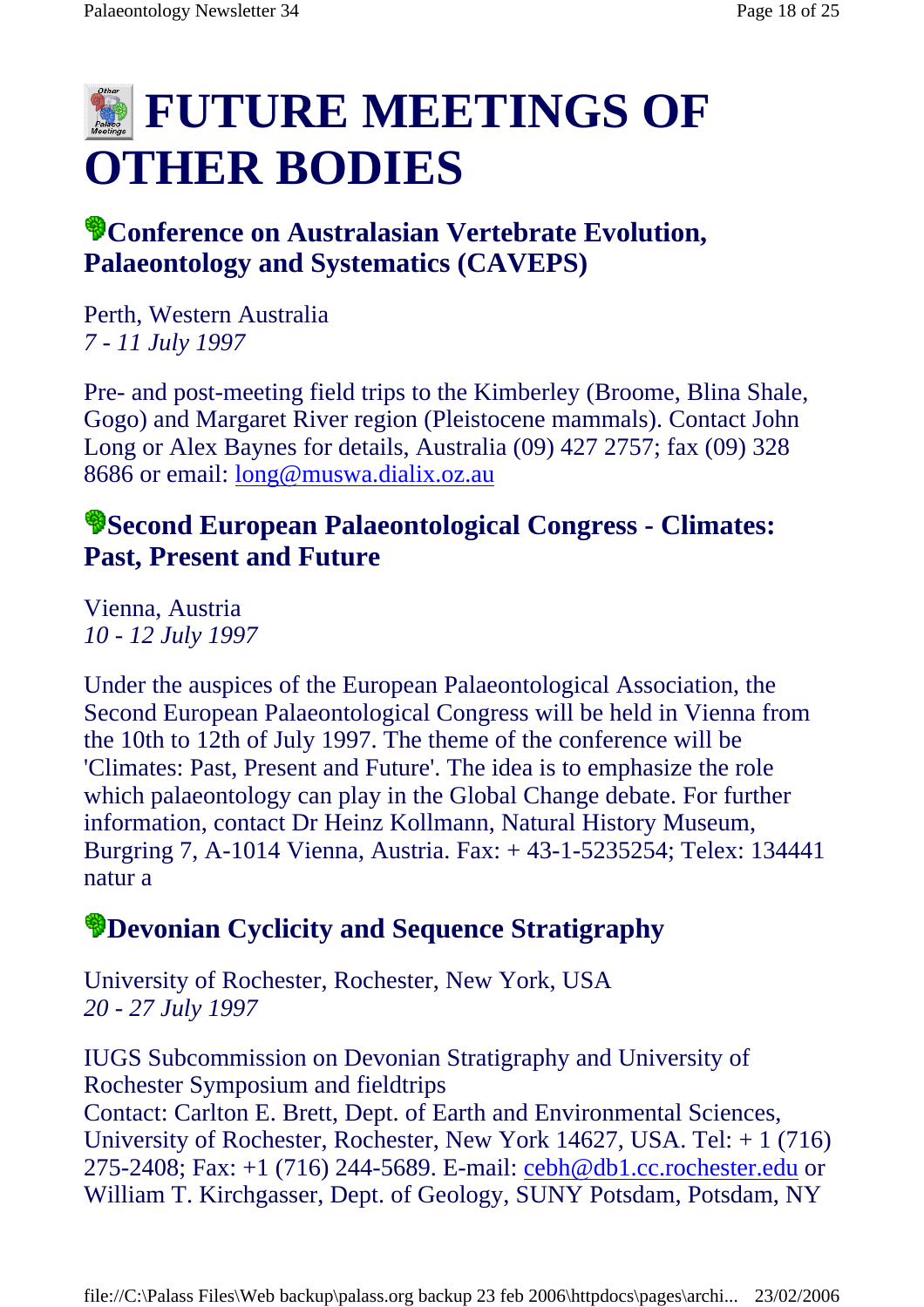# FUTURE MEETINGS OF OTHER BODIES

## Conference on Australasian Vertebrate Evolution, Palaeontology and Systematics (CAVEPS)

Perth, Western Australia
*7 - 11 July 1997*

Pre- and post-meeting field trips to the Kimberley (Broome, Blina Shale, Gogo) and Margaret River region (Pleistocene mammals). Contact John Long or Alex Baynes for details, Australia (09) 427 2757; fax (09) 328 8686 or email: long@muswa.dialix.oz.au

## Second European Palaeontological Congress - Climates: Past, Present and Future

Vienna, Austria
*10 - 12 July 1997*

Under the auspices of the European Palaeontological Association, the Second European Palaeontological Congress will be held in Vienna from the 10th to 12th of July 1997. The theme of the conference will be 'Climates: Past, Present and Future'. The idea is to emphasize the role which palaeontology can play in the Global Change debate. For further information, contact Dr Heinz Kollmann, Natural History Museum, Burgring 7, A-1014 Vienna, Austria. Fax: + 43-1-5235254; Telex: 134441 natur a

## Devonian Cyclicity and Sequence Stratigraphy

University of Rochester, Rochester, New York, USA
*20 - 27 July 1997*

IUGS Subcommission on Devonian Stratigraphy and University of Rochester Symposium and fieldtrips
Contact: Carlton E. Brett, Dept. of Earth and Environmental Sciences, University of Rochester, Rochester, New York 14627, USA. Tel: + 1 (716) 275-2408; Fax: +1 (716) 244-5689. E-mail: cebh@db1.cc.rochester.edu or William T. Kirchgasser, Dept. of Geology, SUNY Potsdam, Potsdam, NY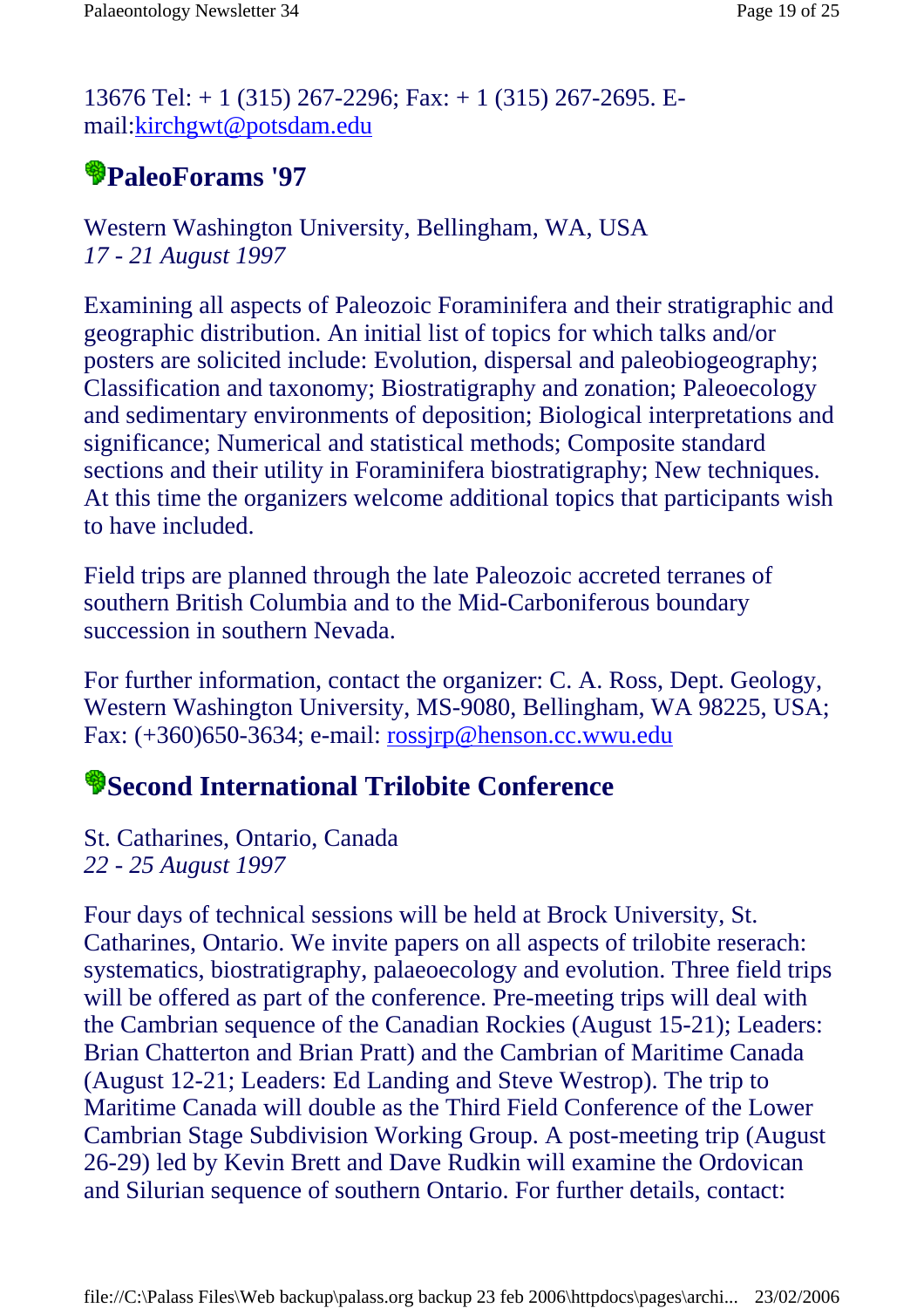13676 Tel: + 1 (315) 267-2296; Fax: + 1 (315) 267-2695. E-mail:kirchgwt@potsdam.edu

## PaleoForams '97

Western Washington University, Bellingham, WA, USA
*17 - 21 August 1997*

Examining all aspects of Paleozoic Foraminifera and their stratigraphic and geographic distribution. An initial list of topics for which talks and/or posters are solicited include: Evolution, dispersal and paleobiogeography; Classification and taxonomy; Biostratigraphy and zonation; Paleoecology and sedimentary environments of deposition; Biological interpretations and significance; Numerical and statistical methods; Composite standard sections and their utility in Foraminifera biostratigraphy; New techniques. At this time the organizers welcome additional topics that participants wish to have included.

Field trips are planned through the late Paleozoic accreted terranes of southern British Columbia and to the Mid-Carboniferous boundary succession in southern Nevada.

For further information, contact the organizer: C. A. Ross, Dept. Geology, Western Washington University, MS-9080, Bellingham, WA 98225, USA; Fax: (+360)650-3634; e-mail: rossjrp@henson.cc.wwu.edu

## Second International Trilobite Conference

St. Catharines, Ontario, Canada
*22 - 25 August 1997*

Four days of technical sessions will be held at Brock University, St. Catharines, Ontario. We invite papers on all aspects of trilobite reserach: systematics, biostratigraphy, palaeoecology and evolution. Three field trips will be offered as part of the conference. Pre-meeting trips will deal with the Cambrian sequence of the Canadian Rockies (August 15-21); Leaders: Brian Chatterton and Brian Pratt) and the Cambrian of Maritime Canada (August 12-21; Leaders: Ed Landing and Steve Westrop). The trip to Maritime Canada will double as the Third Field Conference of the Lower Cambrian Stage Subdivision Working Group. A post-meeting trip (August 26-29) led by Kevin Brett and Dave Rudkin will examine the Ordovican and Silurian sequence of southern Ontario. For further details, contact: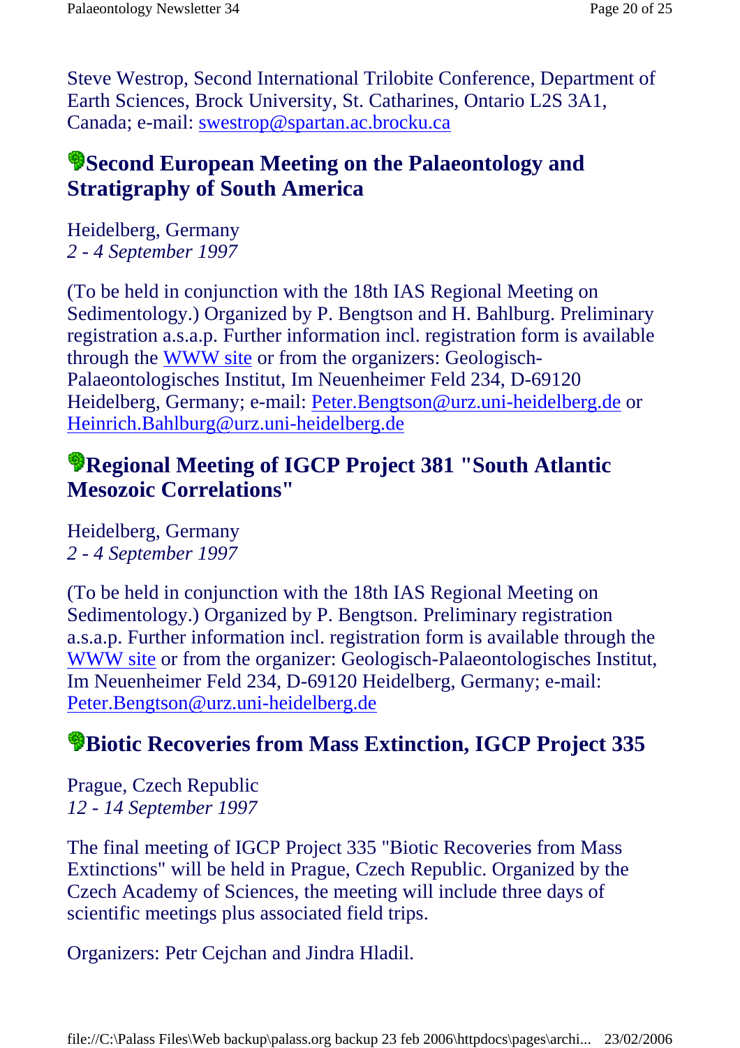Steve Westrop, Second International Trilobite Conference, Department of Earth Sciences, Brock University, St. Catharines, Ontario L2S 3A1, Canada; e-mail: swestrop@spartan.ac.brocku.ca

## Second European Meeting on the Palaeontology and Stratigraphy of South America

Heidelberg, Germany
*2 - 4 September 1997*

(To be held in conjunction with the 18th IAS Regional Meeting on Sedimentology.) Organized by P. Bengtson and H. Bahlburg. Preliminary registration a.s.a.p. Further information incl. registration form is available through the WWW site or from the organizers: Geologisch-Palaeontologisches Institut, Im Neuenheimer Feld 234, D-69120 Heidelberg, Germany; e-mail: Peter.Bengtson@urz.uni-heidelberg.de or Heinrich.Bahlburg@urz.uni-heidelberg.de

## Regional Meeting of IGCP Project 381 "South Atlantic Mesozoic Correlations"

Heidelberg, Germany
*2 - 4 September 1997*

(To be held in conjunction with the 18th IAS Regional Meeting on Sedimentology.) Organized by P. Bengtson. Preliminary registration a.s.a.p. Further information incl. registration form is available through the WWW site or from the organizer: Geologisch-Palaeontologisches Institut, Im Neuenheimer Feld 234, D-69120 Heidelberg, Germany; e-mail: Peter.Bengtson@urz.uni-heidelberg.de

## Biotic Recoveries from Mass Extinction, IGCP Project 335

Prague, Czech Republic
*12 - 14 September 1997*

The final meeting of IGCP Project 335 "Biotic Recoveries from Mass Extinctions" will be held in Prague, Czech Republic. Organized by the Czech Academy of Sciences, the meeting will include three days of scientific meetings plus associated field trips.

Organizers: Petr Cejchan and Jindra Hladil.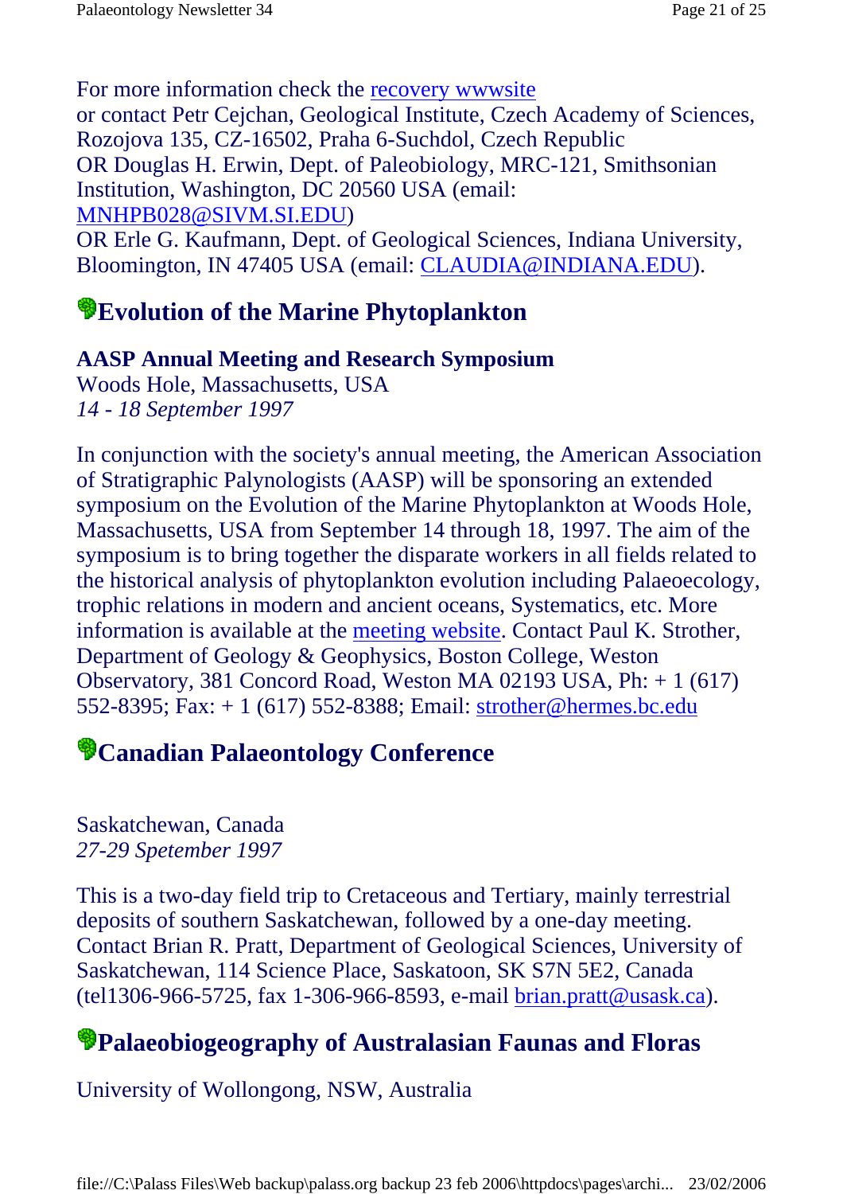For more information check the recovery wwwsite
or contact Petr Cejchan, Geological Institute, Czech Academy of Sciences, Rozojova 135, CZ-16502, Praha 6-Suchdol, Czech Republic
OR Douglas H. Erwin, Dept. of Paleobiology, MRC-121, Smithsonian Institution, Washington, DC 20560 USA (email: MNHPB028@SIVM.SI.EDU)
OR Erle G. Kaufmann, Dept. of Geological Sciences, Indiana University, Bloomington, IN 47405 USA (email: CLAUDIA@INDIANA.EDU).

## Evolution of the Marine Phytoplankton

**AASP Annual Meeting and Research Symposium**
Woods Hole, Massachusetts, USA
*14 - 18 September 1997*

In conjunction with the society's annual meeting, the American Association of Stratigraphic Palynologists (AASP) will be sponsoring an extended symposium on the Evolution of the Marine Phytoplankton at Woods Hole, Massachusetts, USA from September 14 through 18, 1997. The aim of the symposium is to bring together the disparate workers in all fields related to the historical analysis of phytoplankton evolution including Palaeoecology, trophic relations in modern and ancient oceans, Systematics, etc. More information is available at the meeting website. Contact Paul K. Strother, Department of Geology & Geophysics, Boston College, Weston Observatory, 381 Concord Road, Weston MA 02193 USA, Ph: + 1 (617) 552-8395; Fax: + 1 (617) 552-8388; Email: strother@hermes.bc.edu

## Canadian Palaeontology Conference

Saskatchewan, Canada
*27-29 Spetember 1997*

This is a two-day field trip to Cretaceous and Tertiary, mainly terrestrial deposits of southern Saskatchewan, followed by a one-day meeting. Contact Brian R. Pratt, Department of Geological Sciences, University of Saskatchewan, 114 Science Place, Saskatoon, SK S7N 5E2, Canada (tel1306-966-5725, fax 1-306-966-8593, e-mail brian.pratt@usask.ca).

## Palaeobiogeography of Australasian Faunas and Floras

University of Wollongong, NSW, Australia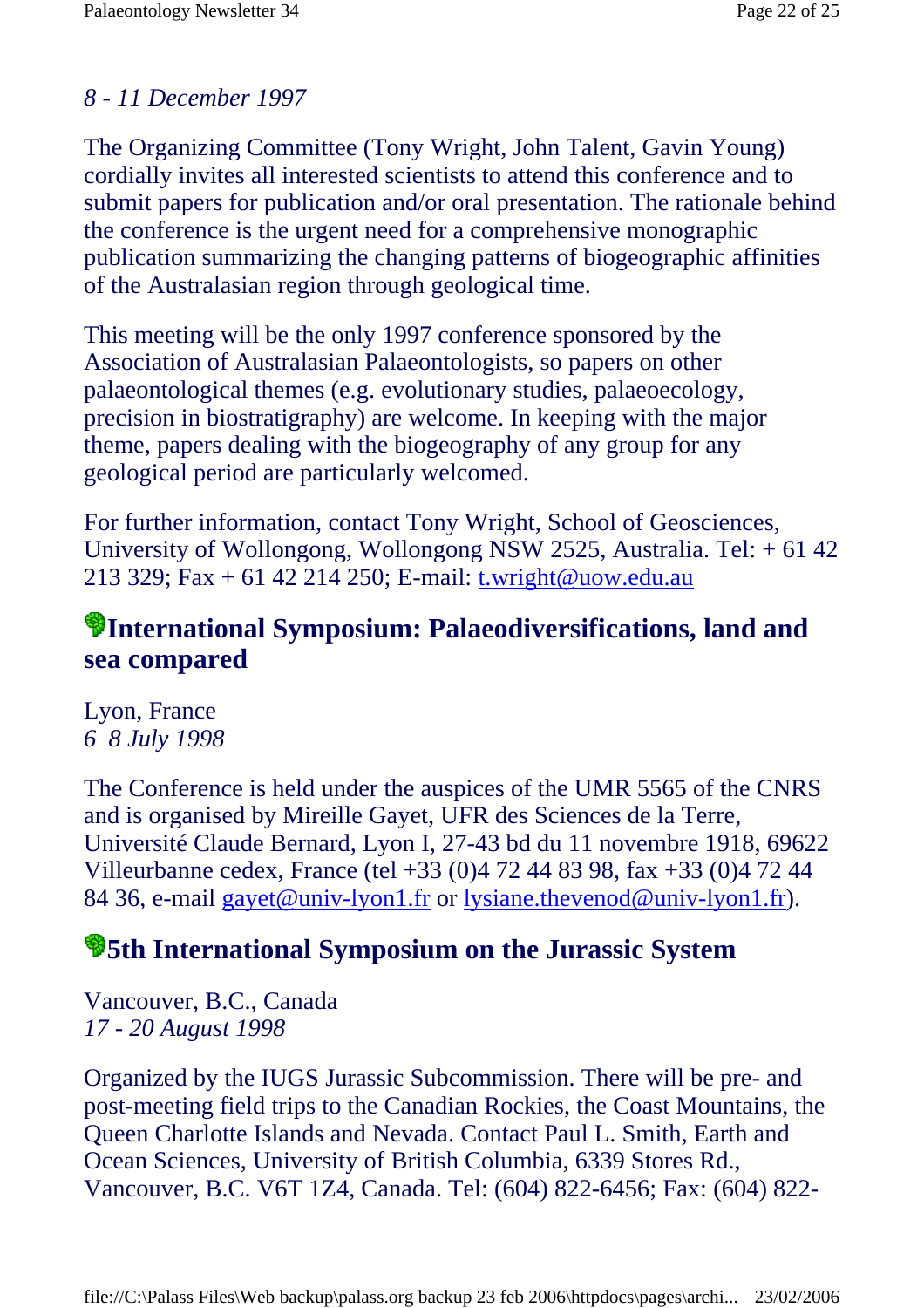*8 - 11 December 1997*

The Organizing Committee (Tony Wright, John Talent, Gavin Young) cordially invites all interested scientists to attend this conference and to submit papers for publication and/or oral presentation. The rationale behind the conference is the urgent need for a comprehensive monographic publication summarizing the changing patterns of biogeographic affinities of the Australasian region through geological time.

This meeting will be the only 1997 conference sponsored by the Association of Australasian Palaeontologists, so papers on other palaeontological themes (e.g. evolutionary studies, palaeoecology, precision in biostratigraphy) are welcome. In keeping with the major theme, papers dealing with the biogeography of any group for any geological period are particularly welcomed.

For further information, contact Tony Wright, School of Geosciences, University of Wollongong, Wollongong NSW 2525, Australia. Tel: + 61 42 213 329; Fax + 61 42 214 250; E-mail: t.wright@uow.edu.au

## International Symposium: Palaeodiversifications, land and sea compared

Lyon, France
*6 8 July 1998*

The Conference is held under the auspices of the UMR 5565 of the CNRS and is organised by Mireille Gayet, UFR des Sciences de la Terre, Université Claude Bernard, Lyon I, 27-43 bd du 11 novembre 1918, 69622 Villeurbanne cedex, France (tel +33 (0)4 72 44 83 98, fax +33 (0)4 72 44 84 36, e-mail gayet@univ-lyon1.fr or lysiane.thevenod@univ-lyon1.fr).

## 5th International Symposium on the Jurassic System

Vancouver, B.C., Canada
*17 - 20 August 1998*

Organized by the IUGS Jurassic Subcommission. There will be pre- and post-meeting field trips to the Canadian Rockies, the Coast Mountains, the Queen Charlotte Islands and Nevada. Contact Paul L. Smith, Earth and Ocean Sciences, University of British Columbia, 6339 Stores Rd., Vancouver, B.C. V6T 1Z4, Canada. Tel: (604) 822-6456; Fax: (604) 822-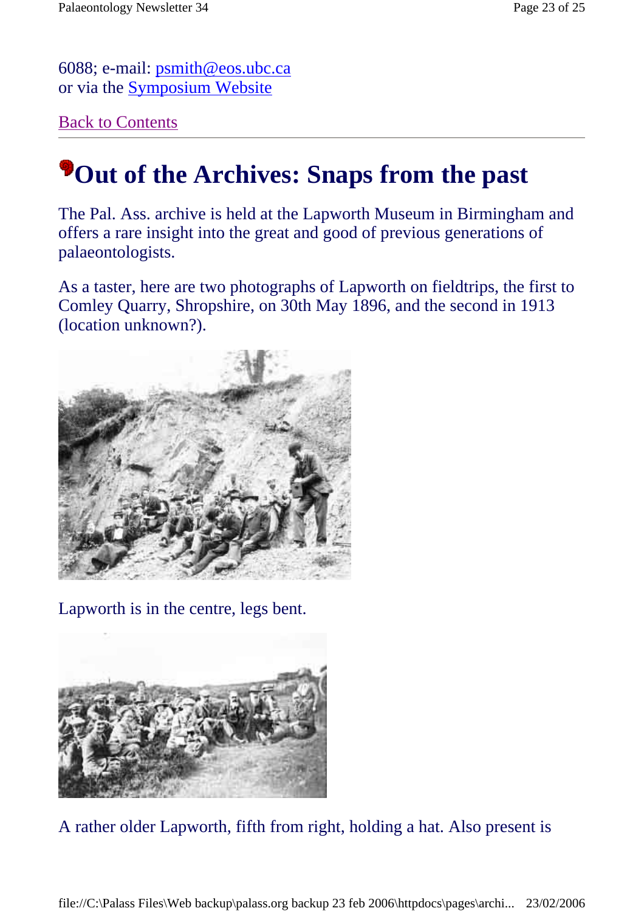6088; e-mail: psmith@eos.ubc.ca
or via the Symposium Website

Back to Contents

# Out of the Archives: Snaps from the past

The Pal. Ass. archive is held at the Lapworth Museum in Birmingham and offers a rare insight into the great and good of previous generations of palaeontologists.

As a taster, here are two photographs of Lapworth on fieldtrips, the first to Comley Quarry, Shropshire, on 30th May 1896, and the second in 1913 (location unknown?).

Lapworth is in the centre, legs bent.

A rather older Lapworth, fifth from right, holding a hat. Also present is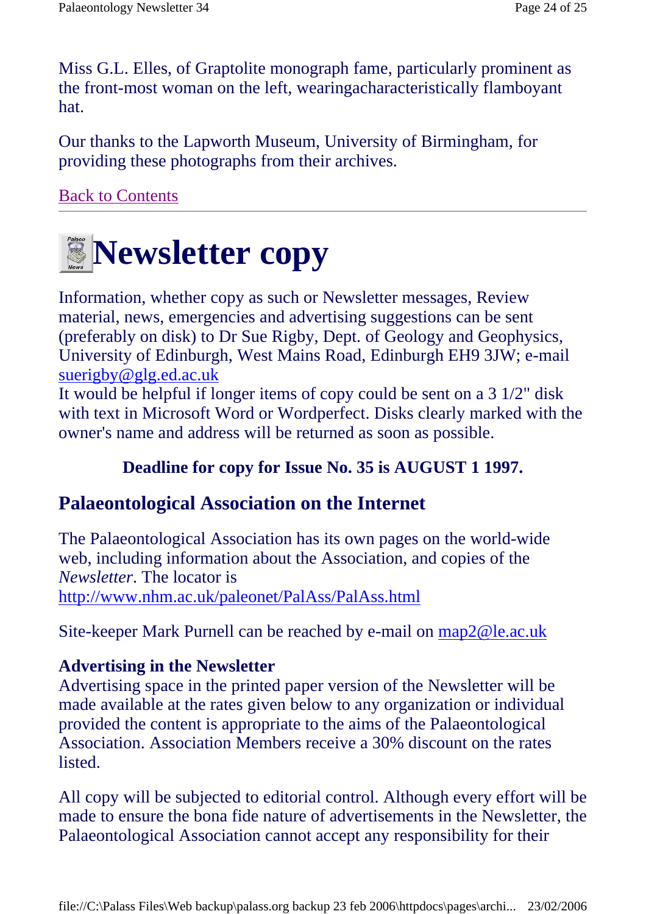Miss G.L. Elles, of Graptolite monograph fame, particularly prominent as the front-most woman on the left, wearingacharacteristically flamboyant hat.

Our thanks to the Lapworth Museum, University of Birmingham, for providing these photographs from their archives.

[Back to Contents]

# Newsletter copy

Information, whether copy as such or Newsletter messages, Review material, news, emergencies and advertising suggestions can be sent (preferably on disk) to Dr Sue Rigby, Dept. of Geology and Geophysics, University of Edinburgh, West Mains Road, Edinburgh EH9 3JW; e-mail suerigby@glg.ed.ac.uk
It would be helpful if longer items of copy could be sent on a 3 1/2" disk with text in Microsoft Word or Wordperfect. Disks clearly marked with the owner's name and address will be returned as soon as possible.

**Deadline for copy for Issue No. 35 is AUGUST 1 1997.**

## Palaeontological Association on the Internet

The Palaeontological Association has its own pages on the world-wide web, including information about the Association, and copies of the *Newsletter*. The locator is
http://www.nhm.ac.uk/paleonet/PalAss/PalAss.html

Site-keeper Mark Purnell can be reached by e-mail on map2@le.ac.uk

### Advertising in the Newsletter

Advertising space in the printed paper version of the Newsletter will be made available at the rates given below to any organization or individual provided the content is appropriate to the aims of the Palaeontological Association. Association Members receive a 30% discount on the rates listed.

All copy will be subjected to editorial control. Although every effort will be made to ensure the bona fide nature of advertisements in the Newsletter, the Palaeontological Association cannot accept any responsibility for their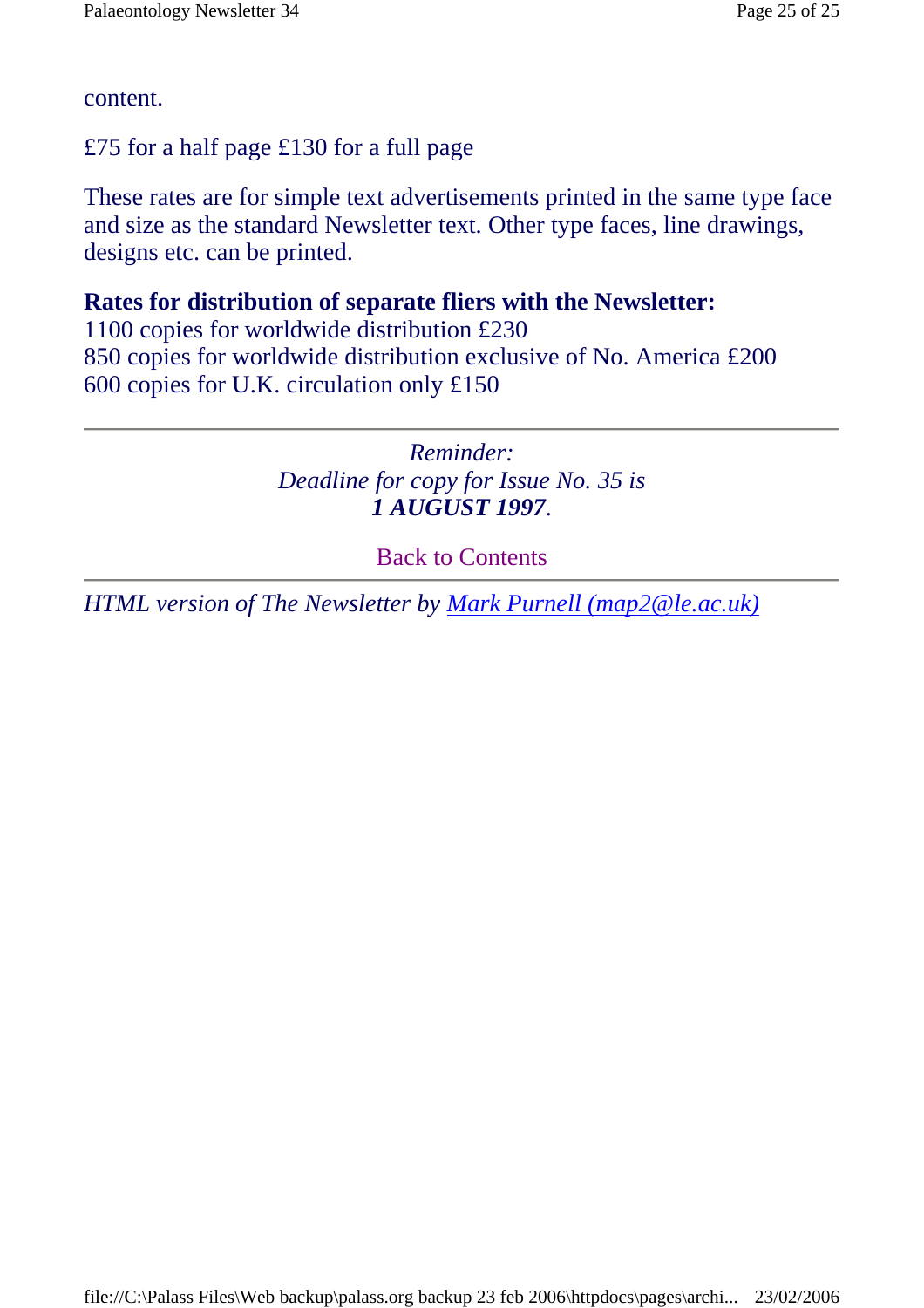content.

£75 for a half page £130 for a full page

These rates are for simple text advertisements printed in the same type face and size as the standard Newsletter text. Other type faces, line drawings, designs etc. can be printed.

**Rates for distribution of separate fliers with the Newsletter:**
1100 copies for worldwide distribution £230
850 copies for worldwide distribution exclusive of No. America £200
600 copies for U.K. circulation only £150

---

*Reminder:*
*Deadline for copy for Issue No. 35 is*
***1 AUGUST 1997*.**

Back to Contents

---

*HTML version of The Newsletter by Mark Purnell (map2@le.ac.uk)*